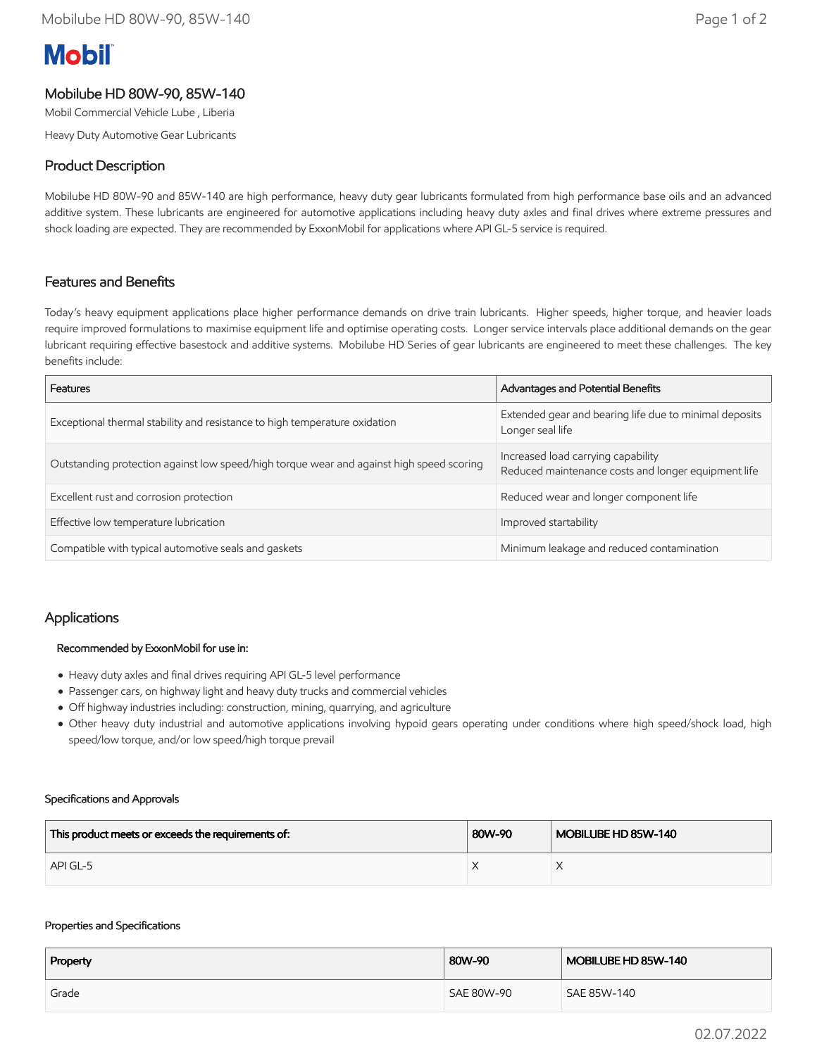# Mobil

## Mobilube HD 80W-90, 85W-140

Mobil Commercial Vehicle Lube , Liberia

Heavy Duty Automotive Gear Lubricants

## Product Description

Mobilube HD 80W-90 and 85W-140 are high performance, heavy duty gear lubricants formulated from high performance base oils and an advanced additive system. These lubricants are engineered for automotive applications including heavy duty axles and final drives where extreme pressures and shock loading are expected. They are recommended by ExxonMobil for applications where API GL-5 service is required.

## Features and Benefits

Today's heavy equipment applications place higher performance demands on drive train lubricants. Higher speeds, higher torque, and heavier loads require improved formulations to maximise equipment life and optimise operating costs. Longer service intervals place additional demands on the gear lubricant requiring effective basestock and additive systems. Mobilube HD Series of gear lubricants are engineered to meet these challenges. The key benefits include:

| Features | Advantages and Potential Benefits |
|---|---|
| Exceptional thermal stability and resistance to high temperature oxidation | Extended gear and bearing life due to minimal deposits<br>Longer seal life |
| Outstanding protection against low speed/high torque wear and against high speed scoring | Increased load carrying capability<br>Reduced maintenance costs and longer equipment life |
| Excellent rust and corrosion protection | Reduced wear and longer component life |
| Effective low temperature lubrication | Improved startability |
| Compatible with typical automotive seals and gaskets | Minimum leakage and reduced contamination |

## Applications

**Recommended by ExxonMobil for use in:**

- Heavy duty axles and final drives requiring API GL-5 level performance
- Passenger cars, on highway light and heavy duty trucks and commercial vehicles
- Off highway industries including: construction, mining, quarrying, and agriculture
- Other heavy duty industrial and automotive applications involving hypoid gears operating under conditions where high speed/shock load, high speed/low torque, and/or low speed/high torque prevail

### Specifications and Approvals

| This product meets or exceeds the requirements of: | 80W-90 | MOBILUBE HD 85W-140 |
|---|---|---|
| API GL-5 | X | X |

### Properties and Specifications

| Property | 80W-90 | MOBILUBE HD 85W-140 |
|---|---|---|
| Grade | SAE 80W-90 | SAE 85W-140 |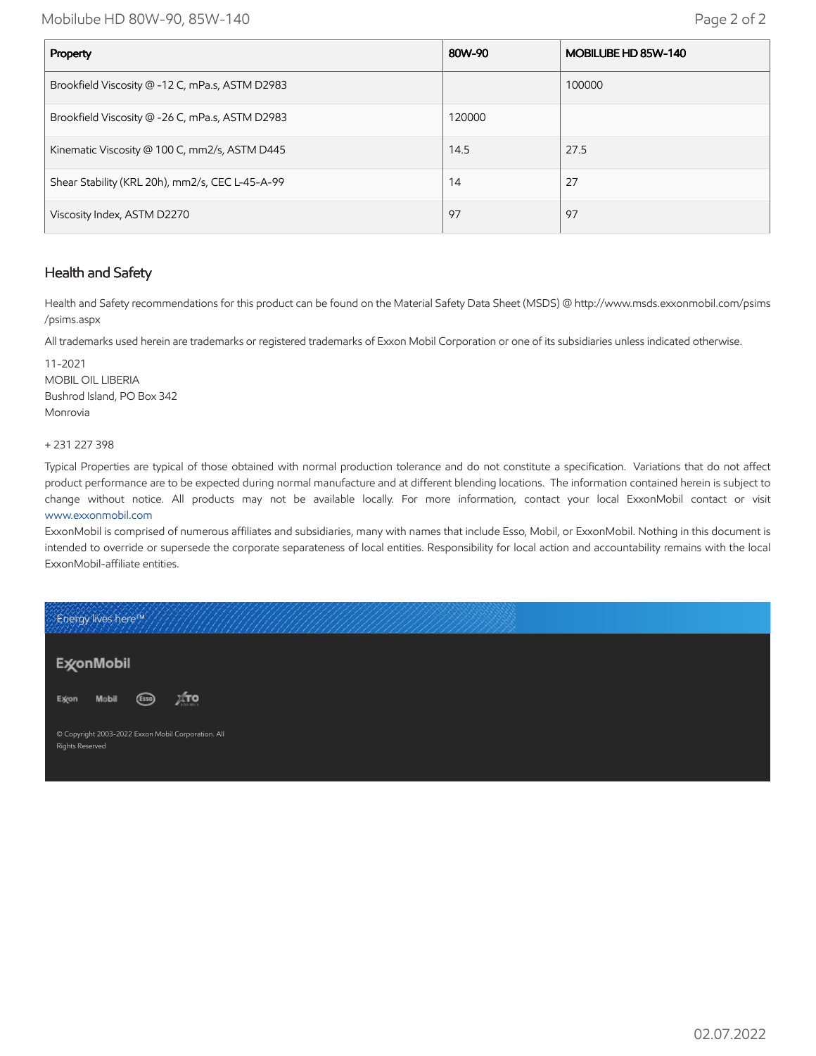| Property | 80W-90 | MOBILUBE HD 85W-140 |
| --- | --- | --- |
| Brookfield Viscosity @ -12 C, mPa.s, ASTM D2983 | | 100000 |
| Brookfield Viscosity @ -26 C, mPa.s, ASTM D2983 | 120000 | |
| Kinematic Viscosity @ 100 C, mm2/s, ASTM D445 | 14.5 | 27.5 |
| Shear Stability (KRL 20h), mm2/s, CEC L-45-A-99 | 14 | 27 |
| Viscosity Index, ASTM D2270 | 97 | 97 |

## Health and Safety

Health and Safety recommendations for this product can be found on the Material Safety Data Sheet (MSDS) @ http://www.msds.exxonmobil.com/psims/psims.aspx

All trademarks used herein are trademarks or registered trademarks of Exxon Mobil Corporation or one of its subsidiaries unless indicated otherwise.

11-2021
MOBIL OIL LIBERIA
Bushrod Island, PO Box 342
Monrovia

+ 231 227 398

Typical Properties are typical of those obtained with normal production tolerance and do not constitute a specification. Variations that do not affect product performance are to be expected during normal manufacture and at different blending locations. The information contained herein is subject to change without notice. All products may not be available locally. For more information, contact your local ExxonMobil contact or visit www.exxonmobil.com

ExxonMobil is comprised of numerous affiliates and subsidiaries, many with names that include Esso, Mobil, or ExxonMobil. Nothing in this document is intended to override or supersede the corporate separateness of local entities. Responsibility for local action and accountability remains with the local ExxonMobil-affiliate entities.

Energy lives here™

ExxonMobil

Exxon Mobil Esso XTO

© Copyright 2003-2022 Exxon Mobil Corporation. All Rights Reserved

02.07.2022